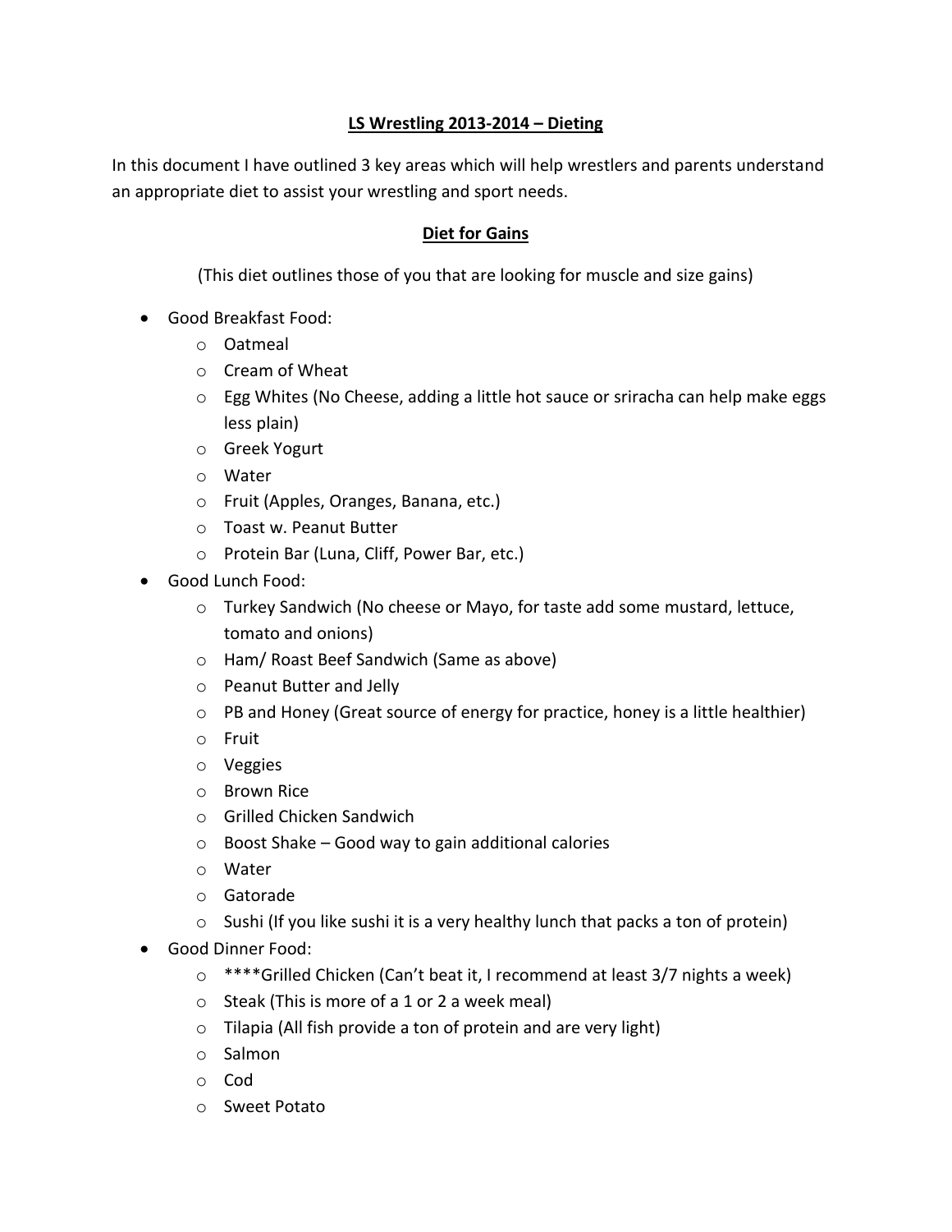## LS Wrestling 2013-2014 – Dieting

In this document I have outlined 3 key areas which will help wrestlers and parents understand an appropriate diet to assist your wrestling and sport needs.

### Diet for Gains

(This diet outlines those of you that are looking for muscle and size gains)

- Good Breakfast Food:
  - Oatmeal
  - Cream of Wheat
  - Egg Whites (No Cheese, adding a little hot sauce or sriracha can help make eggs less plain)
  - Greek Yogurt
  - Water
  - Fruit (Apples, Oranges, Banana, etc.)
  - Toast w. Peanut Butter
  - Protein Bar (Luna, Cliff, Power Bar, etc.)
- Good Lunch Food:
  - Turkey Sandwich (No cheese or Mayo, for taste add some mustard, lettuce, tomato and onions)
  - Ham/ Roast Beef Sandwich (Same as above)
  - Peanut Butter and Jelly
  - PB and Honey (Great source of energy for practice, honey is a little healthier)
  - Fruit
  - Veggies
  - Brown Rice
  - Grilled Chicken Sandwich
  - Boost Shake – Good way to gain additional calories
  - Water
  - Gatorade
  - Sushi (If you like sushi it is a very healthy lunch that packs a ton of protein)
- Good Dinner Food:
  - ****Grilled Chicken (Can't beat it, I recommend at least 3/7 nights a week)
  - Steak (This is more of a 1 or 2 a week meal)
  - Tilapia (All fish provide a ton of protein and are very light)
  - Salmon
  - Cod
  - Sweet Potato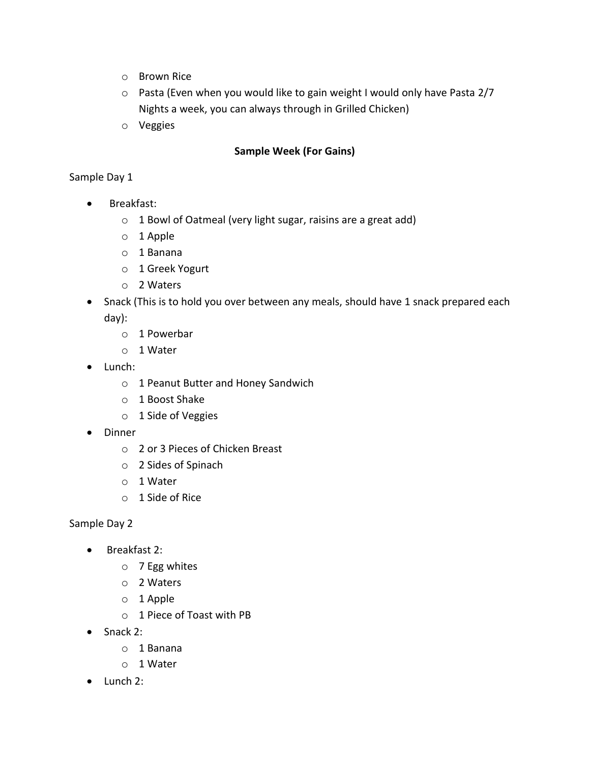- Brown Rice
  - Pasta (Even when you would like to gain weight I would only have Pasta 2/7 Nights a week, you can always through in Grilled Chicken)
  - Veggies

**Sample Week (For Gains)**

Sample Day 1

- Breakfast:
  - 1 Bowl of Oatmeal (very light sugar, raisins are a great add)
  - 1 Apple
  - 1 Banana
  - 1 Greek Yogurt
  - 2 Waters
- Snack (This is to hold you over between any meals, should have 1 snack prepared each day):
  - 1 Powerbar
  - 1 Water
- Lunch:
  - 1 Peanut Butter and Honey Sandwich
  - 1 Boost Shake
  - 1 Side of Veggies
- Dinner
  - 2 or 3 Pieces of Chicken Breast
  - 2 Sides of Spinach
  - 1 Water
  - 1 Side of Rice

Sample Day 2

- Breakfast 2:
  - 7 Egg whites
  - 2 Waters
  - 1 Apple
  - 1 Piece of Toast with PB
- Snack 2:
  - 1 Banana
  - 1 Water
- Lunch 2: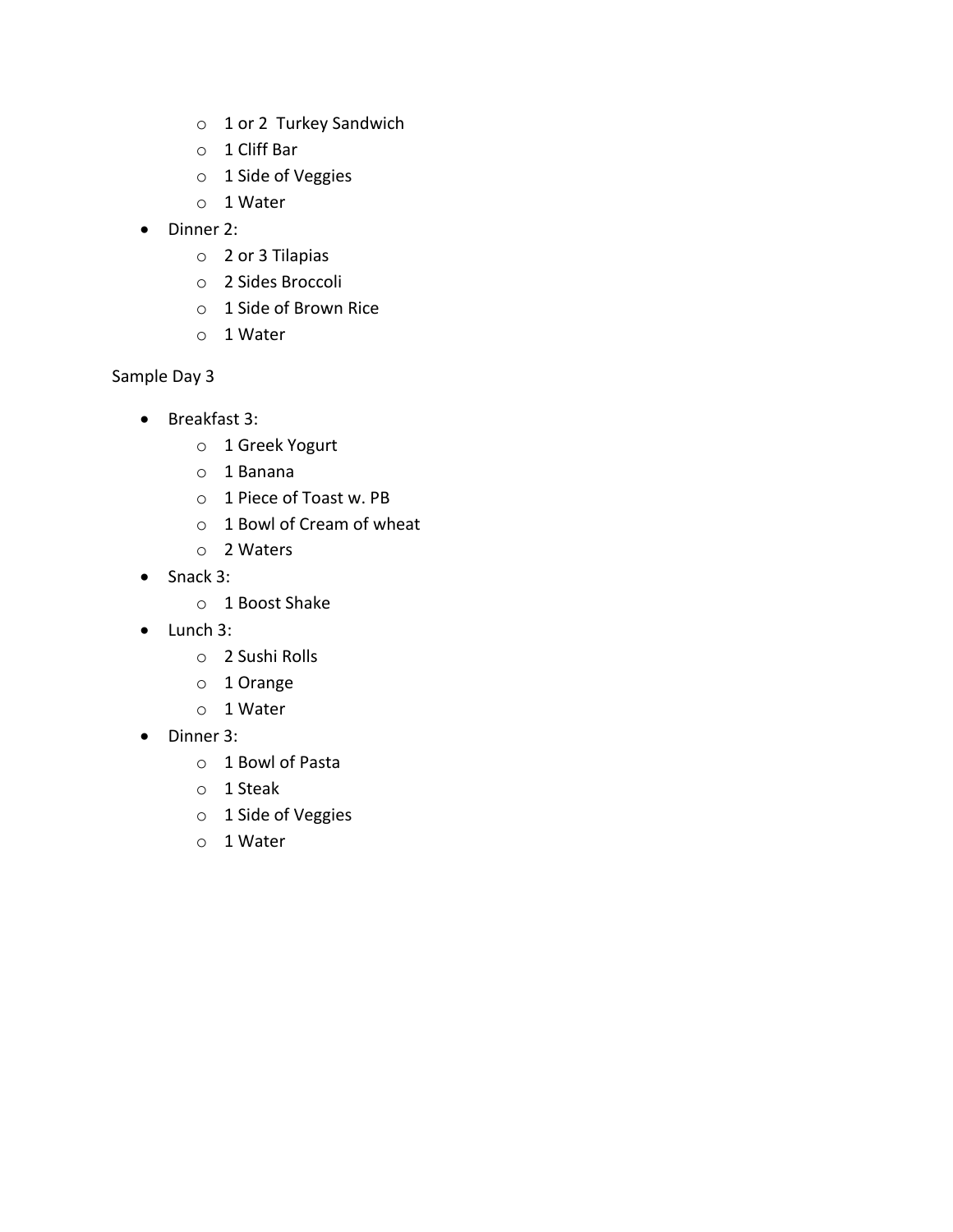- 1 or 2  Turkey Sandwich
  - 1 Cliff Bar
  - 1 Side of Veggies
  - 1 Water
- Dinner 2:
  - 2 or 3 Tilapias
  - 2 Sides Broccoli
  - 1 Side of Brown Rice
  - 1 Water

Sample Day 3

- Breakfast 3:
  - 1 Greek Yogurt
  - 1 Banana
  - 1 Piece of Toast w. PB
  - 1 Bowl of Cream of wheat
  - 2 Waters
- Snack 3:
  - 1 Boost Shake
- Lunch 3:
  - 2 Sushi Rolls
  - 1 Orange
  - 1 Water
- Dinner 3:
  - 1 Bowl of Pasta
  - 1 Steak
  - 1 Side of Veggies
  - 1 Water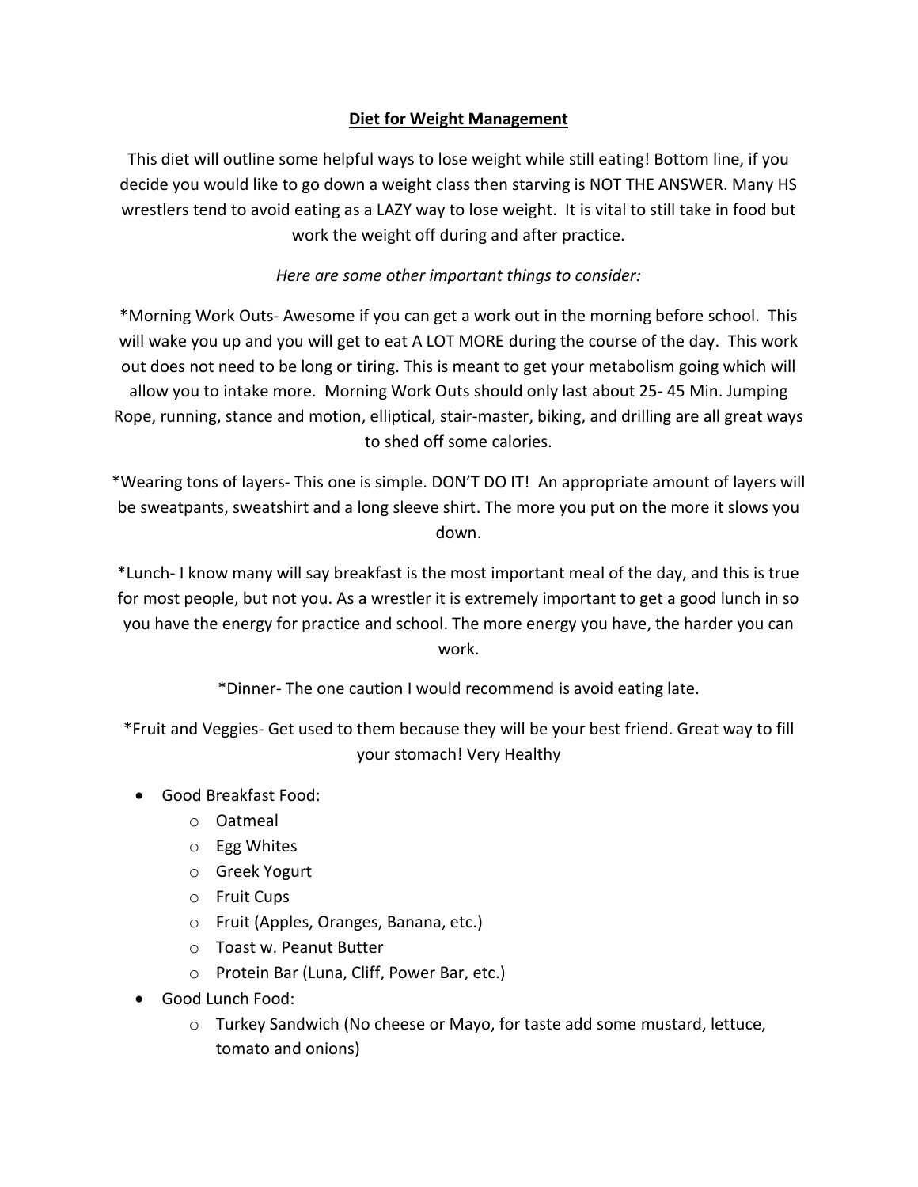**Diet for Weight Management**

This diet will outline some helpful ways to lose weight while still eating! Bottom line, if you decide you would like to go down a weight class then starving is NOT THE ANSWER. Many HS wrestlers tend to avoid eating as a LAZY way to lose weight. It is vital to still take in food but work the weight off during and after practice.

*Here are some other important things to consider:*

*Morning Work Outs- Awesome if you can get a work out in the morning before school. This will wake you up and you will get to eat A LOT MORE during the course of the day. This work out does not need to be long or tiring. This is meant to get your metabolism going which will allow you to intake more. Morning Work Outs should only last about 25- 45 Min. Jumping Rope, running, stance and motion, elliptical, stair-master, biking, and drilling are all great ways to shed off some calories.

*Wearing tons of layers- This one is simple. DON'T DO IT! An appropriate amount of layers will be sweatpants, sweatshirt and a long sleeve shirt. The more you put on the more it slows you down.

*Lunch- I know many will say breakfast is the most important meal of the day, and this is true for most people, but not you. As a wrestler it is extremely important to get a good lunch in so you have the energy for practice and school. The more energy you have, the harder you can work.

*Dinner- The one caution I would recommend is avoid eating late.

*Fruit and Veggies- Get used to them because they will be your best friend. Great way to fill your stomach! Very Healthy

- Good Breakfast Food:
  - Oatmeal
  - Egg Whites
  - Greek Yogurt
  - Fruit Cups
  - Fruit (Apples, Oranges, Banana, etc.)
  - Toast w. Peanut Butter
  - Protein Bar (Luna, Cliff, Power Bar, etc.)
- Good Lunch Food:
  - Turkey Sandwich (No cheese or Mayo, for taste add some mustard, lettuce, tomato and onions)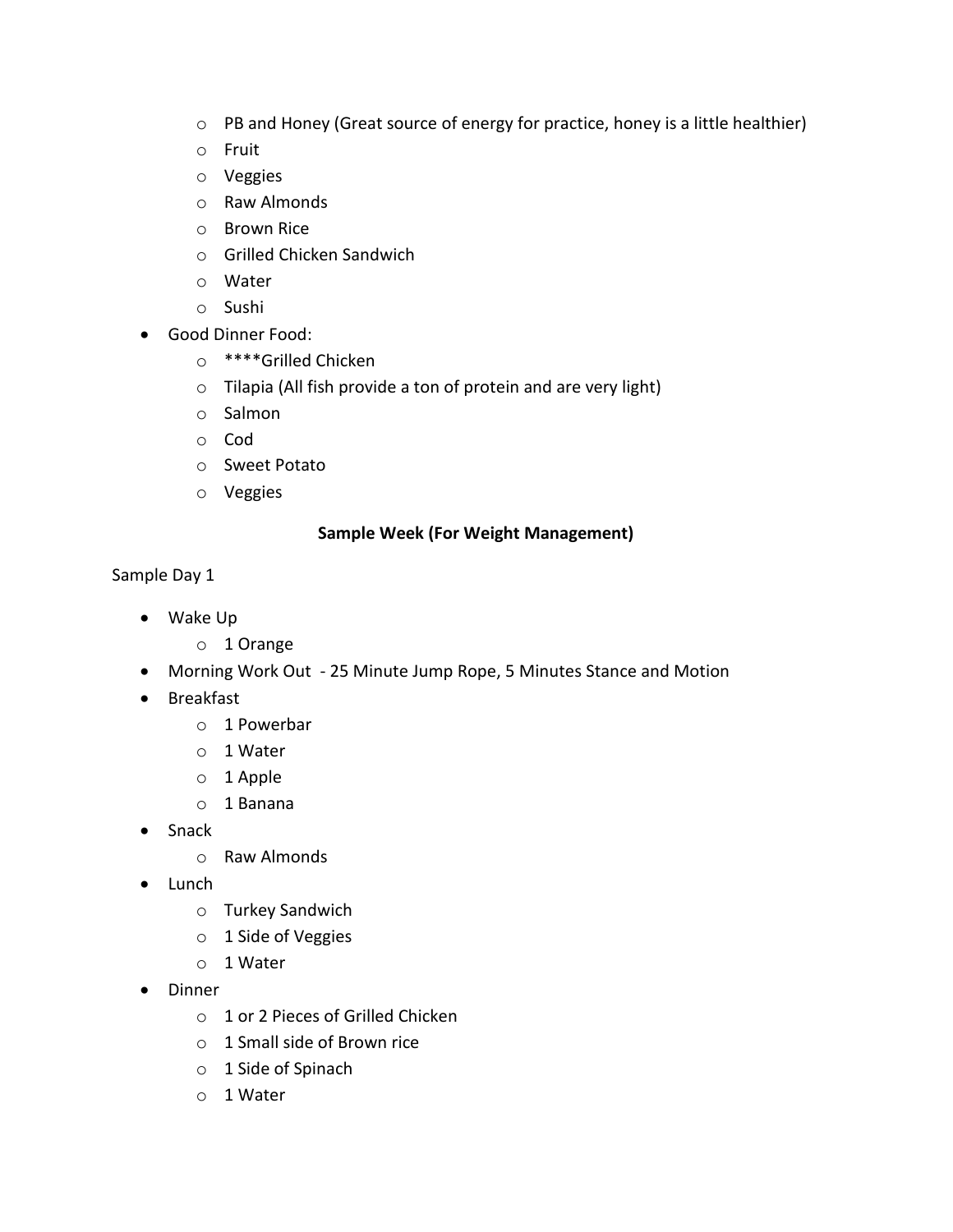- PB and Honey (Great source of energy for practice, honey is a little healthier)
  - Fruit
  - Veggies
  - Raw Almonds
  - Brown Rice
  - Grilled Chicken Sandwich
  - Water
  - Sushi
- Good Dinner Food:
  - ****Grilled Chicken
  - Tilapia (All fish provide a ton of protein and are very light)
  - Salmon
  - Cod
  - Sweet Potato
  - Veggies

**Sample Week (For Weight Management)**

Sample Day 1

- Wake Up
  - 1 Orange
- Morning Work Out - 25 Minute Jump Rope, 5 Minutes Stance and Motion
- Breakfast
  - 1 Powerbar
  - 1 Water
  - 1 Apple
  - 1 Banana
- Snack
  - Raw Almonds
- Lunch
  - Turkey Sandwich
  - 1 Side of Veggies
  - 1 Water
- Dinner
  - 1 or 2 Pieces of Grilled Chicken
  - 1 Small side of Brown rice
  - 1 Side of Spinach
  - 1 Water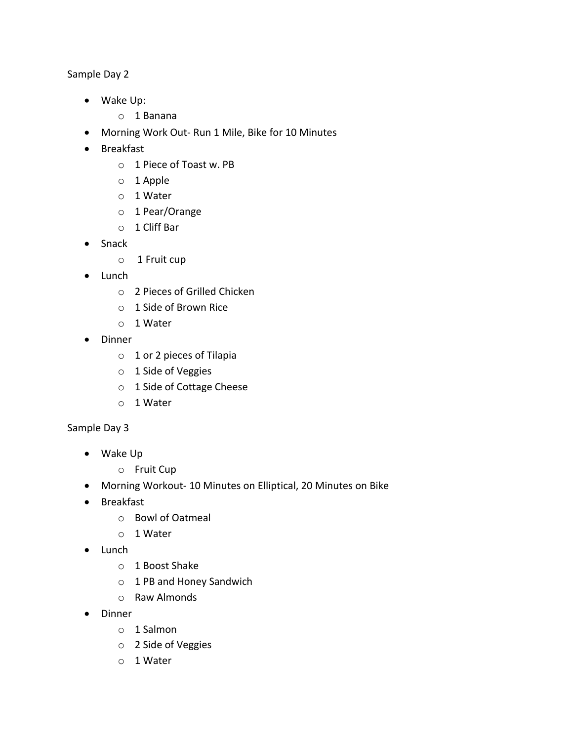Sample Day 2

- Wake Up:
    - 1 Banana
- Morning Work Out- Run 1 Mile, Bike for 10 Minutes
- Breakfast
    - 1 Piece of Toast w. PB
    - 1 Apple
    - 1 Water
    - 1 Pear/Orange
    - 1 Cliff Bar
- Snack
    - 1 Fruit cup
- Lunch
    - 2 Pieces of Grilled Chicken
    - 1 Side of Brown Rice
    - 1 Water
- Dinner
    - 1 or 2 pieces of Tilapia
    - 1 Side of Veggies
    - 1 Side of Cottage Cheese
    - 1 Water

Sample Day 3

- Wake Up
    - Fruit Cup
- Morning Workout- 10 Minutes on Elliptical, 20 Minutes on Bike
- Breakfast
    - Bowl of Oatmeal
    - 1 Water
- Lunch
    - 1 Boost Shake
    - 1 PB and Honey Sandwich
    - Raw Almonds
- Dinner
    - 1 Salmon
    - 2 Side of Veggies
    - 1 Water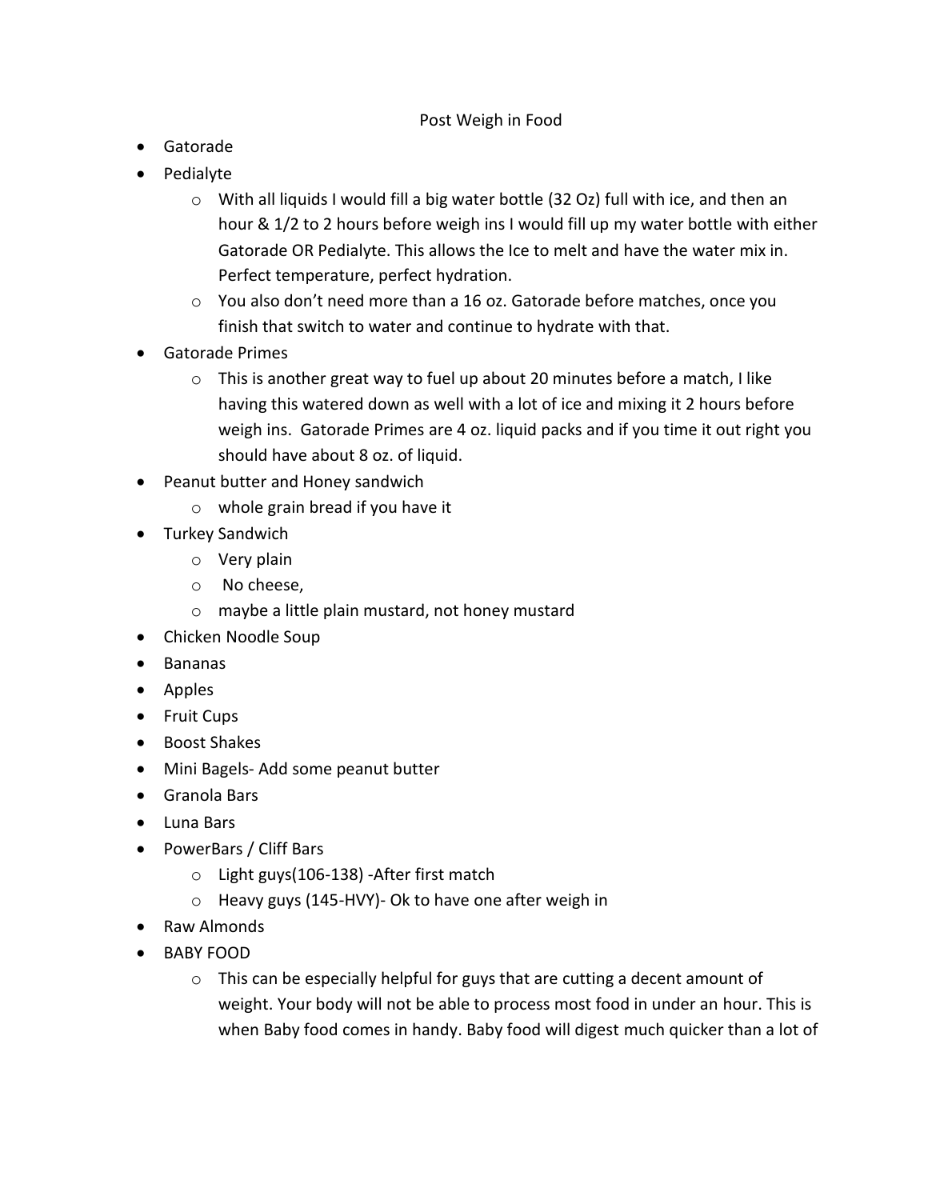Post Weigh in Food

- Gatorade
- Pedialyte
  - With all liquids I would fill a big water bottle (32 Oz) full with ice, and then an hour & 1/2 to 2 hours before weigh ins I would fill up my water bottle with either Gatorade OR Pedialyte. This allows the Ice to melt and have the water mix in. Perfect temperature, perfect hydration.
  - You also don't need more than a 16 oz. Gatorade before matches, once you finish that switch to water and continue to hydrate with that.
- Gatorade Primes
  - This is another great way to fuel up about 20 minutes before a match, I like having this watered down as well with a lot of ice and mixing it 2 hours before weigh ins. Gatorade Primes are 4 oz. liquid packs and if you time it out right you should have about 8 oz. of liquid.
- Peanut butter and Honey sandwich
  - whole grain bread if you have it
- Turkey Sandwich
  - Very plain
  - No cheese,
  - maybe a little plain mustard, not honey mustard
- Chicken Noodle Soup
- Bananas
- Apples
- Fruit Cups
- Boost Shakes
- Mini Bagels- Add some peanut butter
- Granola Bars
- Luna Bars
- PowerBars / Cliff Bars
  - Light guys(106-138) -After first match
  - Heavy guys (145-HVY)- Ok to have one after weigh in
- Raw Almonds
- BABY FOOD
  - This can be especially helpful for guys that are cutting a decent amount of weight. Your body will not be able to process most food in under an hour. This is when Baby food comes in handy. Baby food will digest much quicker than a lot of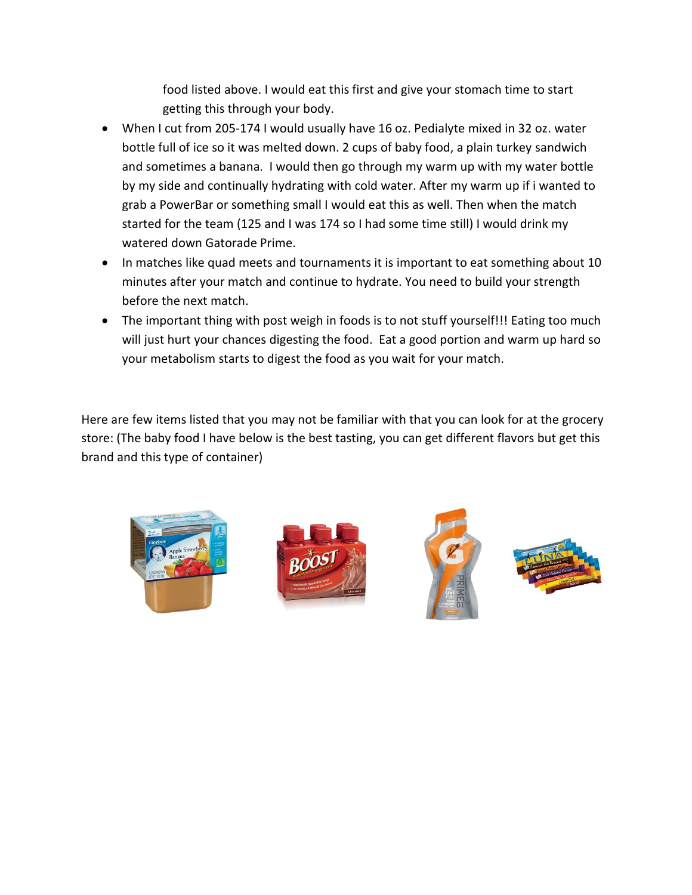food listed above. I would eat this first and give your stomach time to start getting this through your body.

- When I cut from 205-174 I would usually have 16 oz. Pedialyte mixed in 32 oz. water bottle full of ice so it was melted down. 2 cups of baby food, a plain turkey sandwich and sometimes a banana. I would then go through my warm up with my water bottle by my side and continually hydrating with cold water. After my warm up if i wanted to grab a PowerBar or something small I would eat this as well. Then when the match started for the team (125 and I was 174 so I had some time still) I would drink my watered down Gatorade Prime.
- In matches like quad meets and tournaments it is important to eat something about 10 minutes after your match and continue to hydrate. You need to build your strength before the next match.
- The important thing with post weigh in foods is to not stuff yourself!!! Eating too much will just hurt your chances digesting the food. Eat a good portion and warm up hard so your metabolism starts to digest the food as you wait for your match.

Here are few items listed that you may not be familiar with that you can look for at the grocery store: (The baby food I have below is the best tasting, you can get different flavors but get this brand and this type of container)